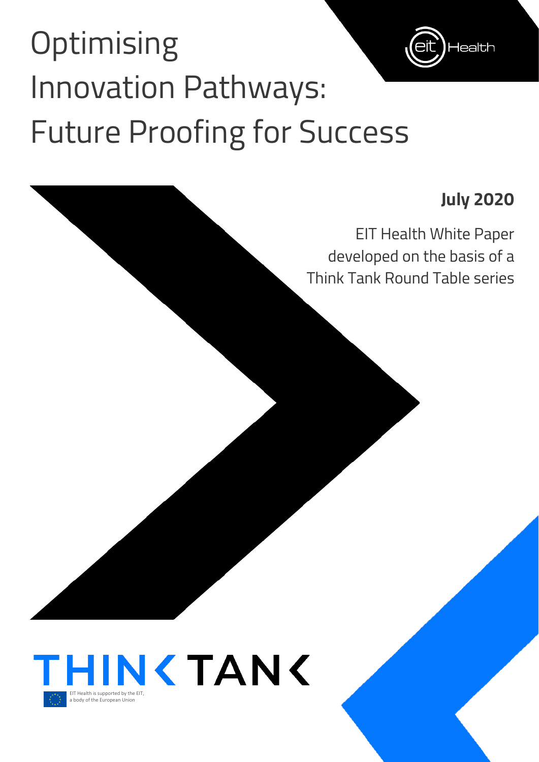# Optimising Innovation Pathways: Future Proofing for Success

eit Health

**July 2020**

EIT Health White Paper developed on the basis of a Think Tank Round Table series

THINK TANK

EIT Health is supported by the EIT, a body of the European Union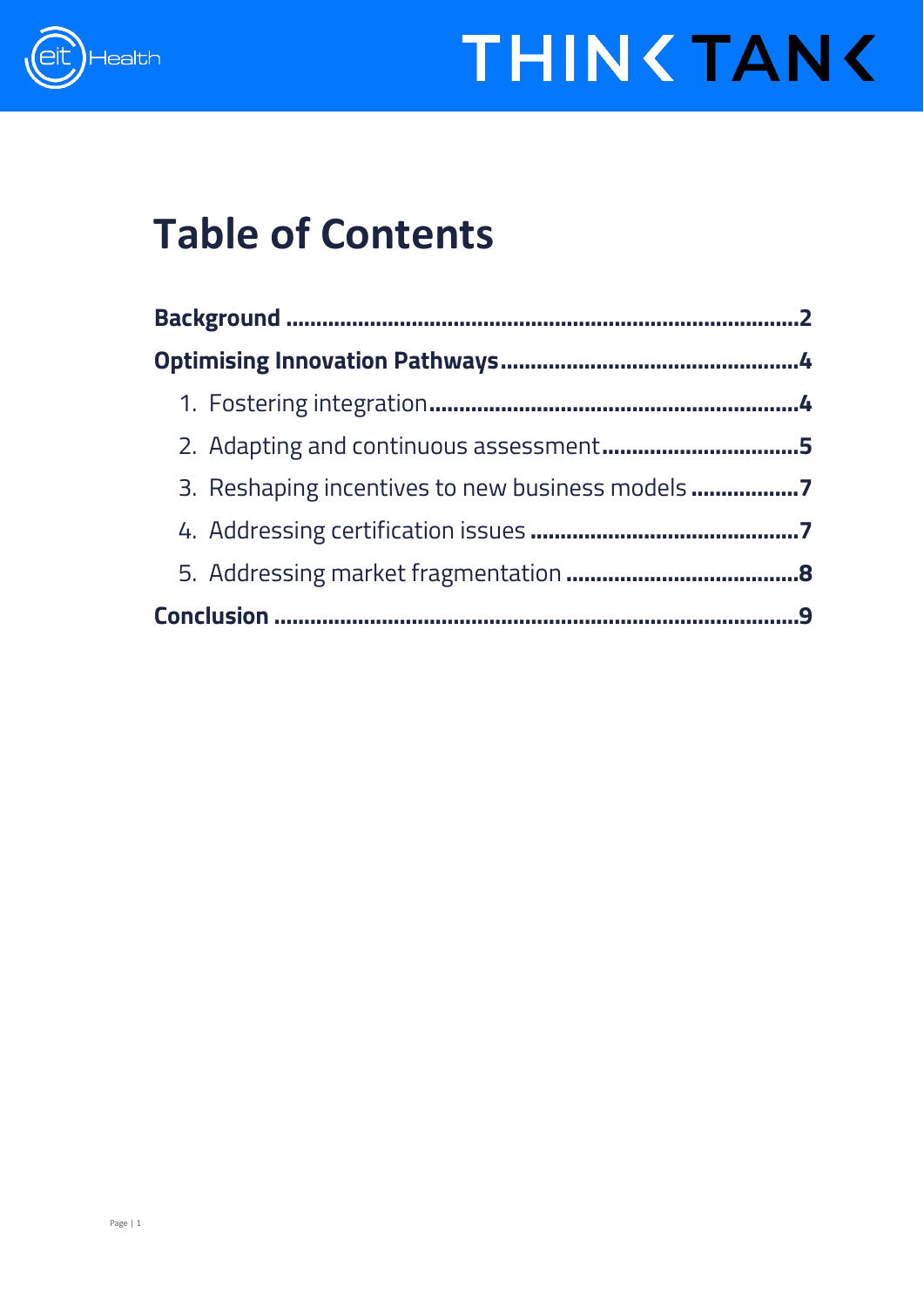# Table of Contents

**Background** ........................................................................ **2**

**Optimising Innovation Pathways** ................................................ **4**

1. Fostering integration ................................................................ **4**
2. Adapting and continuous assessment ............................................ **5**
3. Reshaping incentives to new business models .................................. **7**
4. Addressing certification issues .................................................... **7**
5. Addressing market fragmentation ................................................ **8**

**Conclusion** ........................................................................... **9**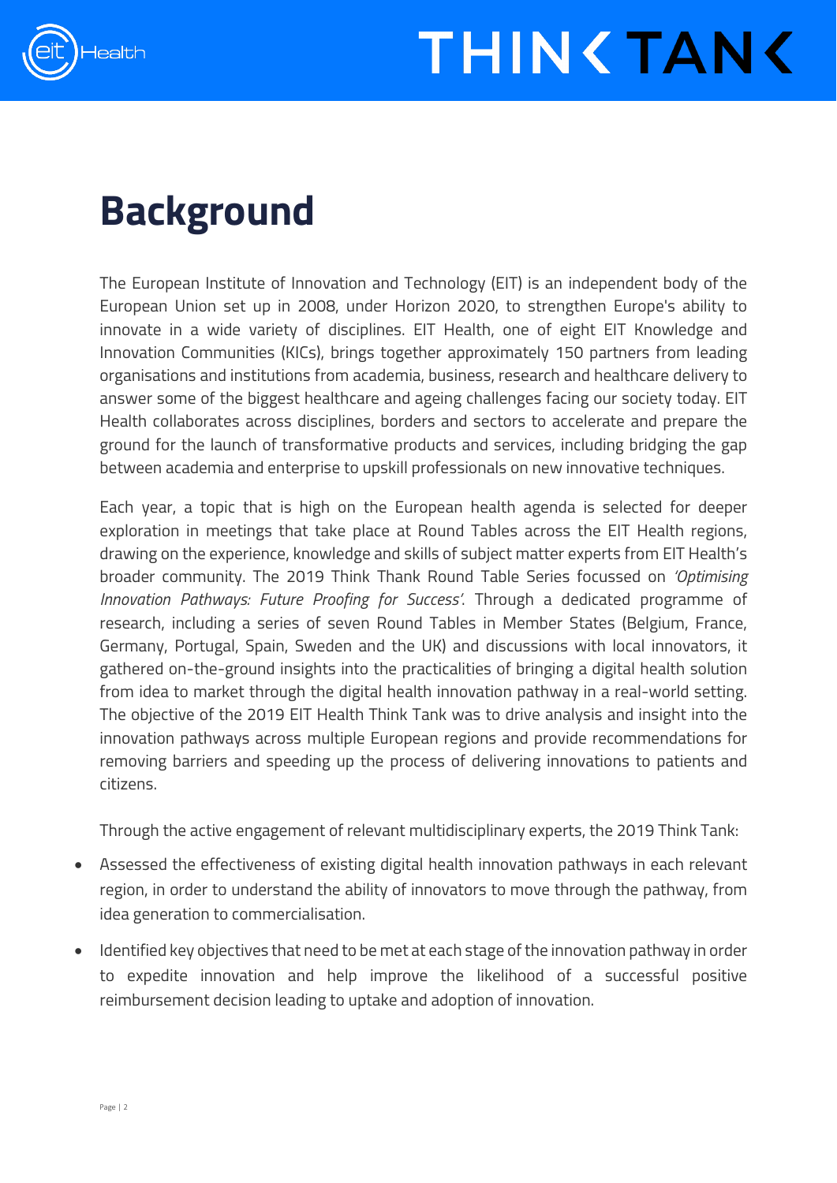# Background

The European Institute of Innovation and Technology (EIT) is an independent body of the European Union set up in 2008, under Horizon 2020, to strengthen Europe's ability to innovate in a wide variety of disciplines. EIT Health, one of eight EIT Knowledge and Innovation Communities (KICs), brings together approximately 150 partners from leading organisations and institutions from academia, business, research and healthcare delivery to answer some of the biggest healthcare and ageing challenges facing our society today. EIT Health collaborates across disciplines, borders and sectors to accelerate and prepare the ground for the launch of transformative products and services, including bridging the gap between academia and enterprise to upskill professionals on new innovative techniques.

Each year, a topic that is high on the European health agenda is selected for deeper exploration in meetings that take place at Round Tables across the EIT Health regions, drawing on the experience, knowledge and skills of subject matter experts from EIT Health's broader community. The 2019 Think Thank Round Table Series focussed on *'Optimising Innovation Pathways: Future Proofing for Success'*. Through a dedicated programme of research, including a series of seven Round Tables in Member States (Belgium, France, Germany, Portugal, Spain, Sweden and the UK) and discussions with local innovators, it gathered on-the-ground insights into the practicalities of bringing a digital health solution from idea to market through the digital health innovation pathway in a real-world setting. The objective of the 2019 EIT Health Think Tank was to drive analysis and insight into the innovation pathways across multiple European regions and provide recommendations for removing barriers and speeding up the process of delivering innovations to patients and citizens.

Through the active engagement of relevant multidisciplinary experts, the 2019 Think Tank:

- Assessed the effectiveness of existing digital health innovation pathways in each relevant region, in order to understand the ability of innovators to move through the pathway, from idea generation to commercialisation.
- Identified key objectives that need to be met at each stage of the innovation pathway in order to expedite innovation and help improve the likelihood of a successful positive reimbursement decision leading to uptake and adoption of innovation.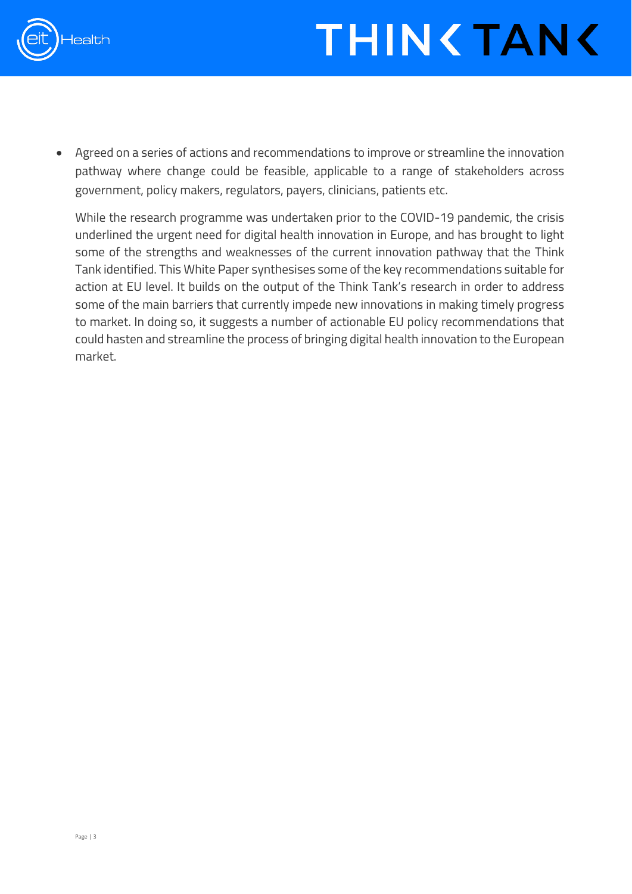- Agreed on a series of actions and recommendations to improve or streamline the innovation pathway where change could be feasible, applicable to a range of stakeholders across government, policy makers, regulators, payers, clinicians, patients etc.

  While the research programme was undertaken prior to the COVID-19 pandemic, the crisis underlined the urgent need for digital health innovation in Europe, and has brought to light some of the strengths and weaknesses of the current innovation pathway that the Think Tank identified. This White Paper synthesises some of the key recommendations suitable for action at EU level. It builds on the output of the Think Tank's research in order to address some of the main barriers that currently impede new innovations in making timely progress to market. In doing so, it suggests a number of actionable EU policy recommendations that could hasten and streamline the process of bringing digital health innovation to the European market.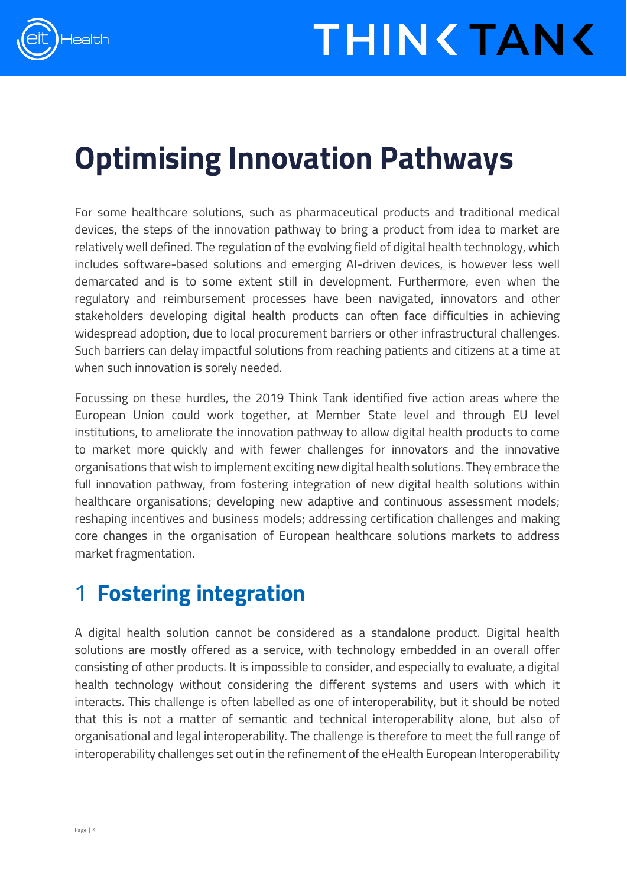# Optimising Innovation Pathways

For some healthcare solutions, such as pharmaceutical products and traditional medical devices, the steps of the innovation pathway to bring a product from idea to market are relatively well defined. The regulation of the evolving field of digital health technology, which includes software-based solutions and emerging AI-driven devices, is however less well demarcated and is to some extent still in development. Furthermore, even when the regulatory and reimbursement processes have been navigated, innovators and other stakeholders developing digital health products can often face difficulties in achieving widespread adoption, due to local procurement barriers or other infrastructural challenges. Such barriers can delay impactful solutions from reaching patients and citizens at a time at when such innovation is sorely needed.

Focussing on these hurdles, the 2019 Think Tank identified five action areas where the European Union could work together, at Member State level and through EU level institutions, to ameliorate the innovation pathway to allow digital health products to come to market more quickly and with fewer challenges for innovators and the innovative organisations that wish to implement exciting new digital health solutions. They embrace the full innovation pathway, from fostering integration of new digital health solutions within healthcare organisations; developing new adaptive and continuous assessment models; reshaping incentives and business models; addressing certification challenges and making core changes in the organisation of European healthcare solutions markets to address market fragmentation.

## 1 Fostering integration

A digital health solution cannot be considered as a standalone product. Digital health solutions are mostly offered as a service, with technology embedded in an overall offer consisting of other products. It is impossible to consider, and especially to evaluate, a digital health technology without considering the different systems and users with which it interacts. This challenge is often labelled as one of interoperability, but it should be noted that this is not a matter of semantic and technical interoperability alone, but also of organisational and legal interoperability. The challenge is therefore to meet the full range of interoperability challenges set out in the refinement of the eHealth European Interoperability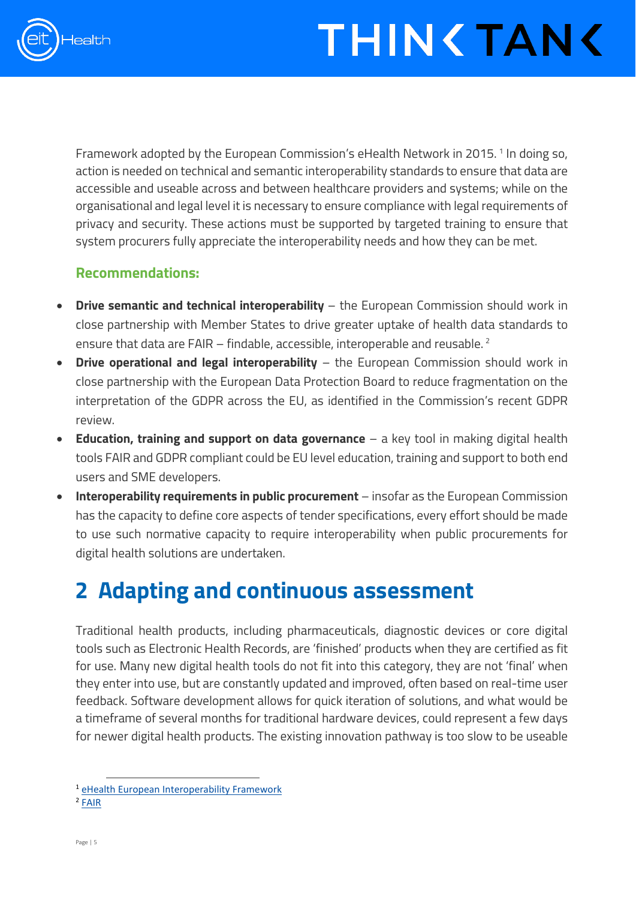Framework adopted by the European Commission's eHealth Network in 2015. [1] In doing so, action is needed on technical and semantic interoperability standards to ensure that data are accessible and useable across and between healthcare providers and systems; while on the organisational and legal level it is necessary to ensure compliance with legal requirements of privacy and security. These actions must be supported by targeted training to ensure that system procurers fully appreciate the interoperability needs and how they can be met.

### Recommendations:

- **Drive semantic and technical interoperability** – the European Commission should work in close partnership with Member States to drive greater uptake of health data standards to ensure that data are FAIR – findable, accessible, interoperable and reusable. [2]
- **Drive operational and legal interoperability** – the European Commission should work in close partnership with the European Data Protection Board to reduce fragmentation on the interpretation of the GDPR across the EU, as identified in the Commission's recent GDPR review.
- **Education, training and support on data governance** – a key tool in making digital health tools FAIR and GDPR compliant could be EU level education, training and support to both end users and SME developers.
- **Interoperability requirements in public procurement** – insofar as the European Commission has the capacity to define core aspects of tender specifications, every effort should be made to use such normative capacity to require interoperability when public procurements for digital health solutions are undertaken.

## 2 Adapting and continuous assessment

Traditional health products, including pharmaceuticals, diagnostic devices or core digital tools such as Electronic Health Records, are 'finished' products when they are certified as fit for use. Many new digital health tools do not fit into this category, they are not 'final' when they enter into use, but are constantly updated and improved, often based on real-time user feedback. Software development allows for quick iteration of solutions, and what would be a timeframe of several months for traditional hardware devices, could represent a few days for newer digital health products. The existing innovation pathway is too slow to be useable

[1] eHealth European Interoperability Framework

[2] FAIR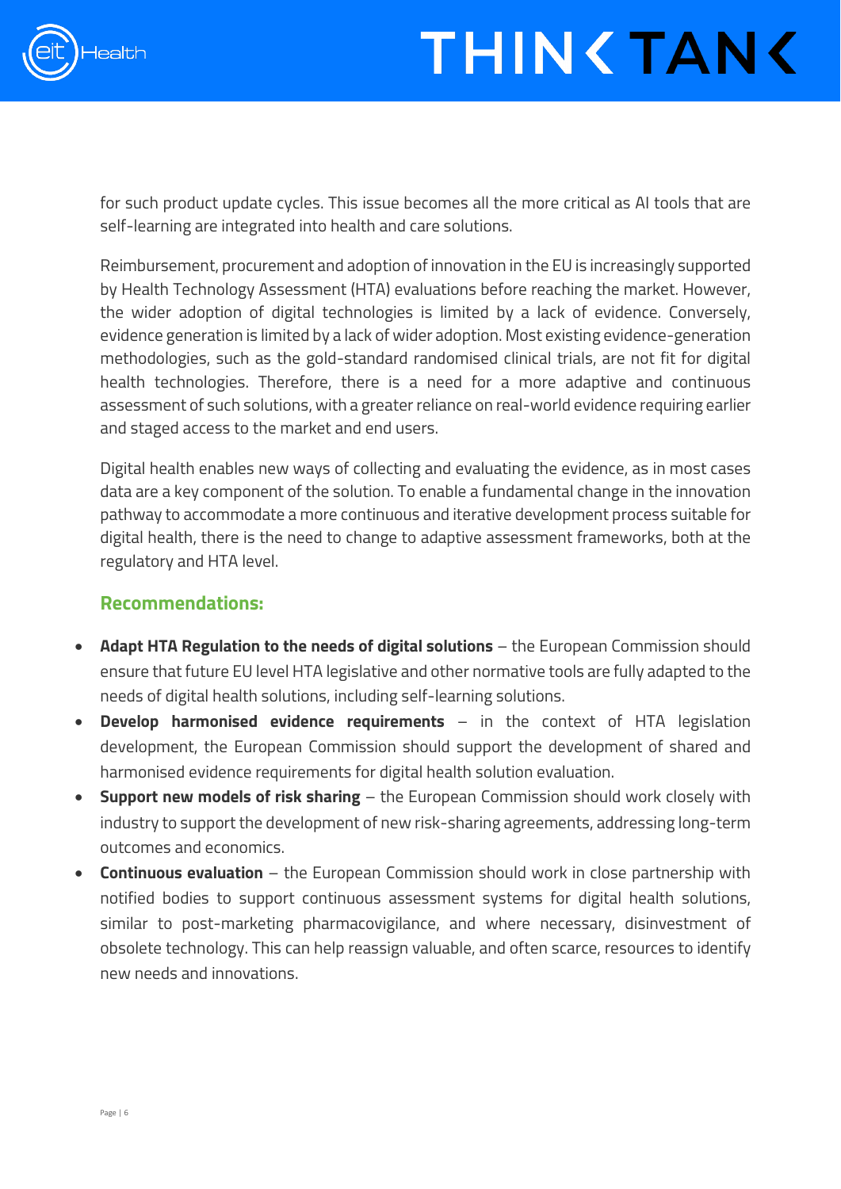for such product update cycles. This issue becomes all the more critical as AI tools that are self-learning are integrated into health and care solutions.

Reimbursement, procurement and adoption of innovation in the EU is increasingly supported by Health Technology Assessment (HTA) evaluations before reaching the market. However, the wider adoption of digital technologies is limited by a lack of evidence. Conversely, evidence generation is limited by a lack of wider adoption. Most existing evidence-generation methodologies, such as the gold-standard randomised clinical trials, are not fit for digital health technologies. Therefore, there is a need for a more adaptive and continuous assessment of such solutions, with a greater reliance on real-world evidence requiring earlier and staged access to the market and end users.

Digital health enables new ways of collecting and evaluating the evidence, as in most cases data are a key component of the solution. To enable a fundamental change in the innovation pathway to accommodate a more continuous and iterative development process suitable for digital health, there is the need to change to adaptive assessment frameworks, both at the regulatory and HTA level.

### Recommendations:

- **Adapt HTA Regulation to the needs of digital solutions** – the European Commission should ensure that future EU level HTA legislative and other normative tools are fully adapted to the needs of digital health solutions, including self-learning solutions.
- **Develop harmonised evidence requirements** – in the context of HTA legislation development, the European Commission should support the development of shared and harmonised evidence requirements for digital health solution evaluation.
- **Support new models of risk sharing** – the European Commission should work closely with industry to support the development of new risk-sharing agreements, addressing long-term outcomes and economics.
- **Continuous evaluation** – the European Commission should work in close partnership with notified bodies to support continuous assessment systems for digital health solutions, similar to post-marketing pharmacovigilance, and where necessary, disinvestment of obsolete technology. This can help reassign valuable, and often scarce, resources to identify new needs and innovations.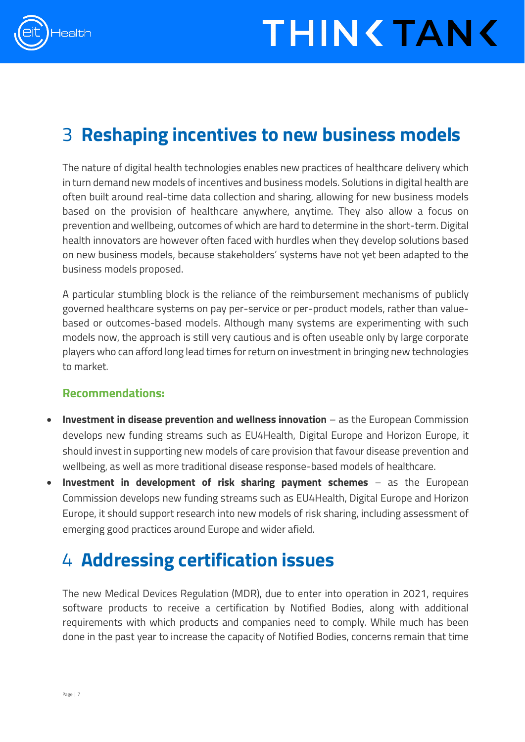# 3 Reshaping incentives to new business models

The nature of digital health technologies enables new practices of healthcare delivery which in turn demand new models of incentives and business models. Solutions in digital health are often built around real-time data collection and sharing, allowing for new business models based on the provision of healthcare anywhere, anytime. They also allow a focus on prevention and wellbeing, outcomes of which are hard to determine in the short-term. Digital health innovators are however often faced with hurdles when they develop solutions based on new business models, because stakeholders' systems have not yet been adapted to the business models proposed.

A particular stumbling block is the reliance of the reimbursement mechanisms of publicly governed healthcare systems on pay per-service or per-product models, rather than value-based or outcomes-based models. Although many systems are experimenting with such models now, the approach is still very cautious and is often useable only by large corporate players who can afford long lead times for return on investment in bringing new technologies to market.

### Recommendations:

- **Investment in disease prevention and wellness innovation** – as the European Commission develops new funding streams such as EU4Health, Digital Europe and Horizon Europe, it should invest in supporting new models of care provision that favour disease prevention and wellbeing, as well as more traditional disease response-based models of healthcare.
- **Investment in development of risk sharing payment schemes** – as the European Commission develops new funding streams such as EU4Health, Digital Europe and Horizon Europe, it should support research into new models of risk sharing, including assessment of emerging good practices around Europe and wider afield.

# 4 Addressing certification issues

The new Medical Devices Regulation (MDR), due to enter into operation in 2021, requires software products to receive a certification by Notified Bodies, along with additional requirements with which products and companies need to comply. While much has been done in the past year to increase the capacity of Notified Bodies, concerns remain that time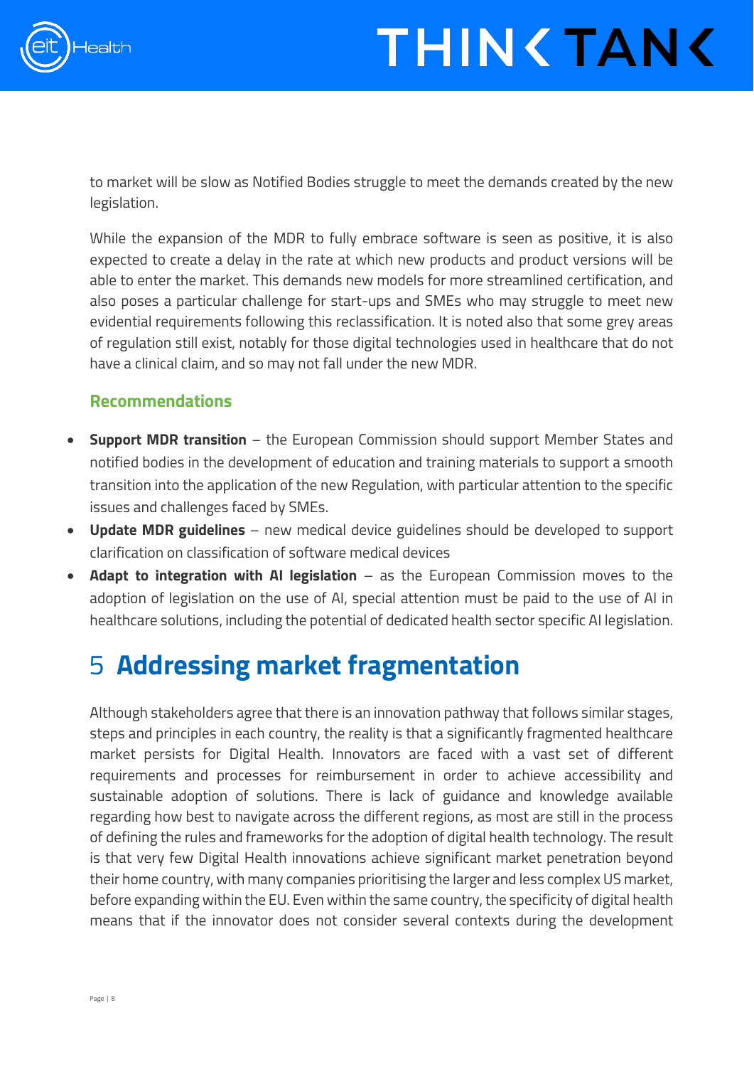to market will be slow as Notified Bodies struggle to meet the demands created by the new legislation.

While the expansion of the MDR to fully embrace software is seen as positive, it is also expected to create a delay in the rate at which new products and product versions will be able to enter the market. This demands new models for more streamlined certification, and also poses a particular challenge for start-ups and SMEs who may struggle to meet new evidential requirements following this reclassification. It is noted also that some grey areas of regulation still exist, notably for those digital technologies used in healthcare that do not have a clinical claim, and so may not fall under the new MDR.

### Recommendations

- **Support MDR transition** – the European Commission should support Member States and notified bodies in the development of education and training materials to support a smooth transition into the application of the new Regulation, with particular attention to the specific issues and challenges faced by SMEs.
- **Update MDR guidelines** – new medical device guidelines should be developed to support clarification on classification of software medical devices
- **Adapt to integration with AI legislation** – as the European Commission moves to the adoption of legislation on the use of AI, special attention must be paid to the use of AI in healthcare solutions, including the potential of dedicated health sector specific AI legislation.

# 5 Addressing market fragmentation

Although stakeholders agree that there is an innovation pathway that follows similar stages, steps and principles in each country, the reality is that a significantly fragmented healthcare market persists for Digital Health. Innovators are faced with a vast set of different requirements and processes for reimbursement in order to achieve accessibility and sustainable adoption of solutions. There is lack of guidance and knowledge available regarding how best to navigate across the different regions, as most are still in the process of defining the rules and frameworks for the adoption of digital health technology. The result is that very few Digital Health innovations achieve significant market penetration beyond their home country, with many companies prioritising the larger and less complex US market, before expanding within the EU. Even within the same country, the specificity of digital health means that if the innovator does not consider several contexts during the development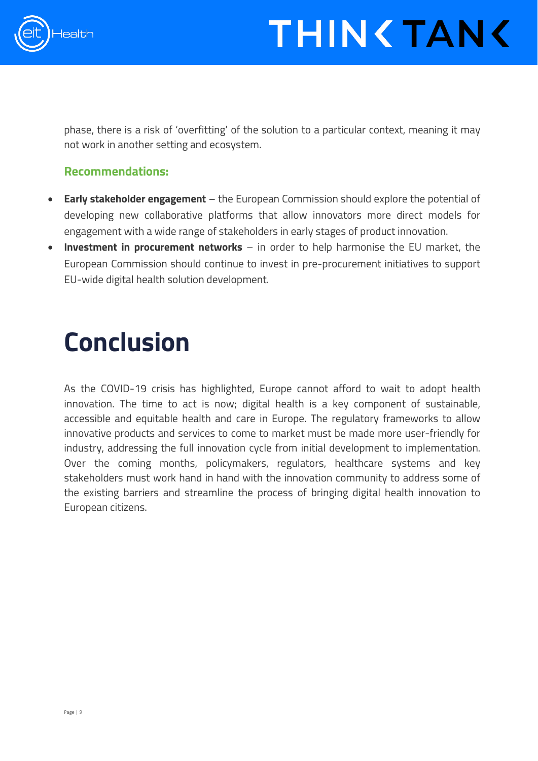phase, there is a risk of 'overfitting' of the solution to a particular context, meaning it may not work in another setting and ecosystem.

### Recommendations:

- **Early stakeholder engagement** – the European Commission should explore the potential of developing new collaborative platforms that allow innovators more direct models for engagement with a wide range of stakeholders in early stages of product innovation.
- **Investment in procurement networks** – in order to help harmonise the EU market, the European Commission should continue to invest in pre-procurement initiatives to support EU-wide digital health solution development.

# Conclusion

As the COVID-19 crisis has highlighted, Europe cannot afford to wait to adopt health innovation. The time to act is now; digital health is a key component of sustainable, accessible and equitable health and care in Europe. The regulatory frameworks to allow innovative products and services to come to market must be made more user-friendly for industry, addressing the full innovation cycle from initial development to implementation. Over the coming months, policymakers, regulators, healthcare systems and key stakeholders must work hand in hand with the innovation community to address some of the existing barriers and streamline the process of bringing digital health innovation to European citizens.